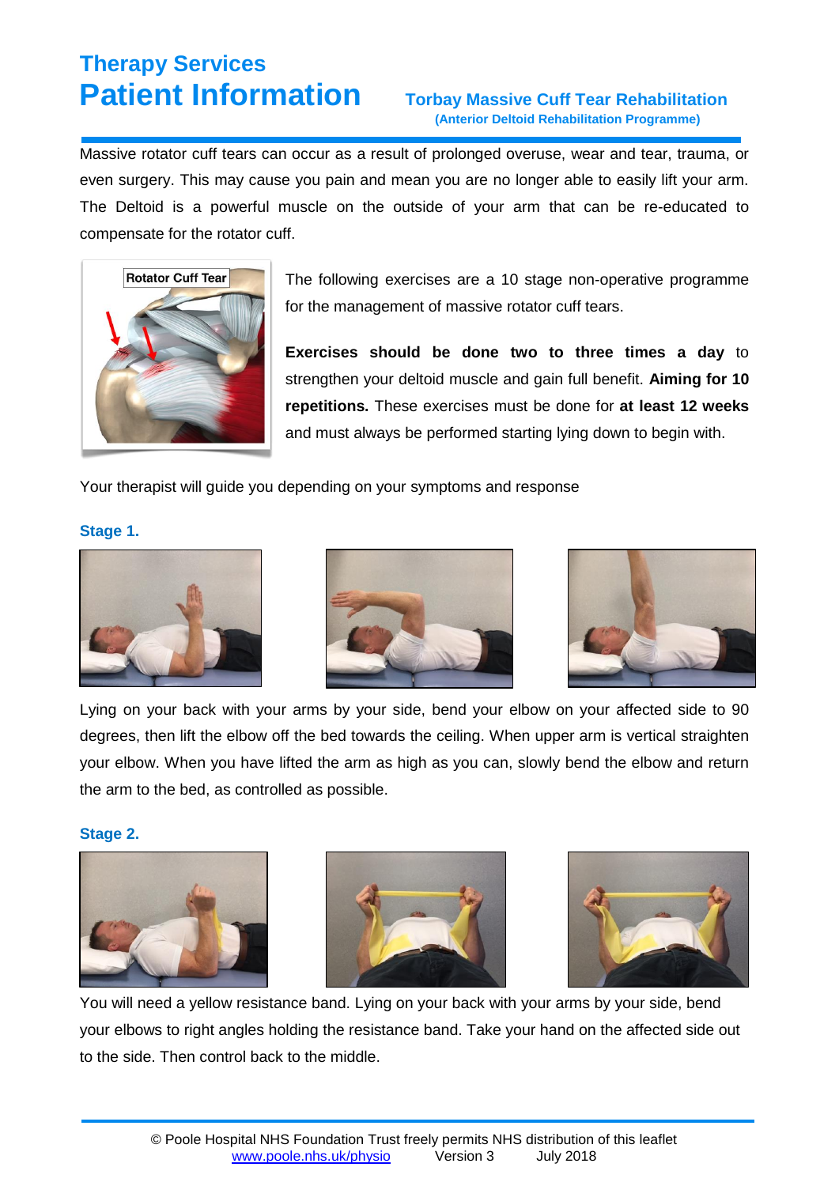# Therapy Services
# Patient Information

## Torbay Massive Cuff Tear Rehabilitation
**(Anterior Deltoid Rehabilitation Programme)**

Massive rotator cuff tears can occur as a result of prolonged overuse, wear and tear, trauma, or even surgery. This may cause you pain and mean you are no longer able to easily lift your arm. The Deltoid is a powerful muscle on the outside of your arm that can be re-educated to compensate for the rotator cuff.

Rotator Cuff Tear

The following exercises are a 10 stage non-operative programme for the management of massive rotator cuff tears.

**Exercises should be done two to three times a day** to strengthen your deltoid muscle and gain full benefit. **Aiming for 10 repetitions.** These exercises must be done for **at least 12 weeks** and must always be performed starting lying down to begin with.

Your therapist will guide you depending on your symptoms and response

### Stage 1.

Lying on your back with your arms by your side, bend your elbow on your affected side to 90 degrees, then lift the elbow off the bed towards the ceiling. When upper arm is vertical straighten your elbow. When you have lifted the arm as high as you can, slowly bend the elbow and return the arm to the bed, as controlled as possible.

### Stage 2.

You will need a yellow resistance band. Lying on your back with your arms by your side, bend your elbows to right angles holding the resistance band. Take your hand on the affected side out to the side. Then control back to the middle.

© Poole Hospital NHS Foundation Trust freely permits NHS distribution of this leaflet
www.poole.nhs.uk/physio Version 3 July 2018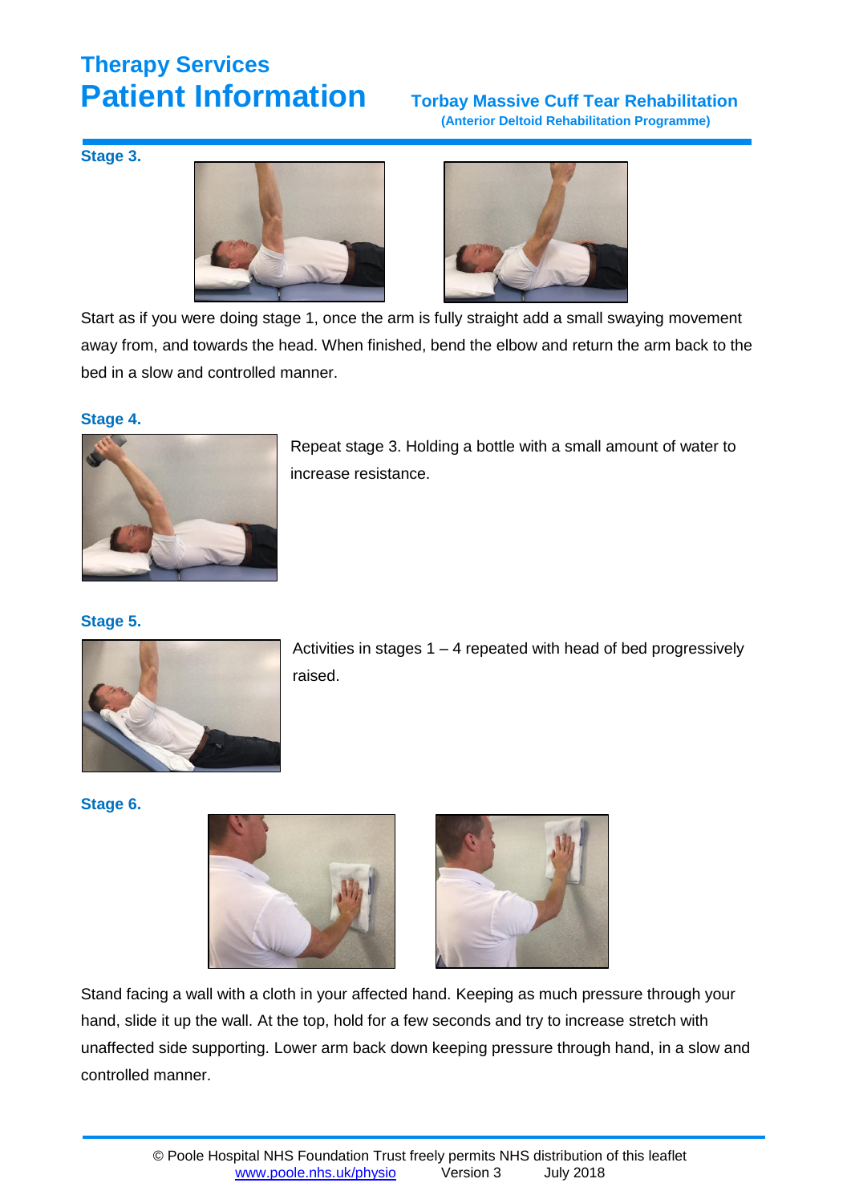# Therapy Services
# Patient Information

**Torbay Massive Cuff Tear Rehabilitation**
**(Anterior Deltoid Rehabilitation Programme)**

### Stage 3.

Start as if you were doing stage 1, once the arm is fully straight add a small swaying movement away from, and towards the head. When finished, bend the elbow and return the arm back to the bed in a slow and controlled manner.

### Stage 4.

Repeat stage 3. Holding a bottle with a small amount of water to increase resistance.

### Stage 5.

Activities in stages 1 – 4 repeated with head of bed progressively raised.

### Stage 6.

Stand facing a wall with a cloth in your affected hand. Keeping as much pressure through your hand, slide it up the wall. At the top, hold for a few seconds and try to increase stretch with unaffected side supporting. Lower arm back down keeping pressure through hand, in a slow and controlled manner.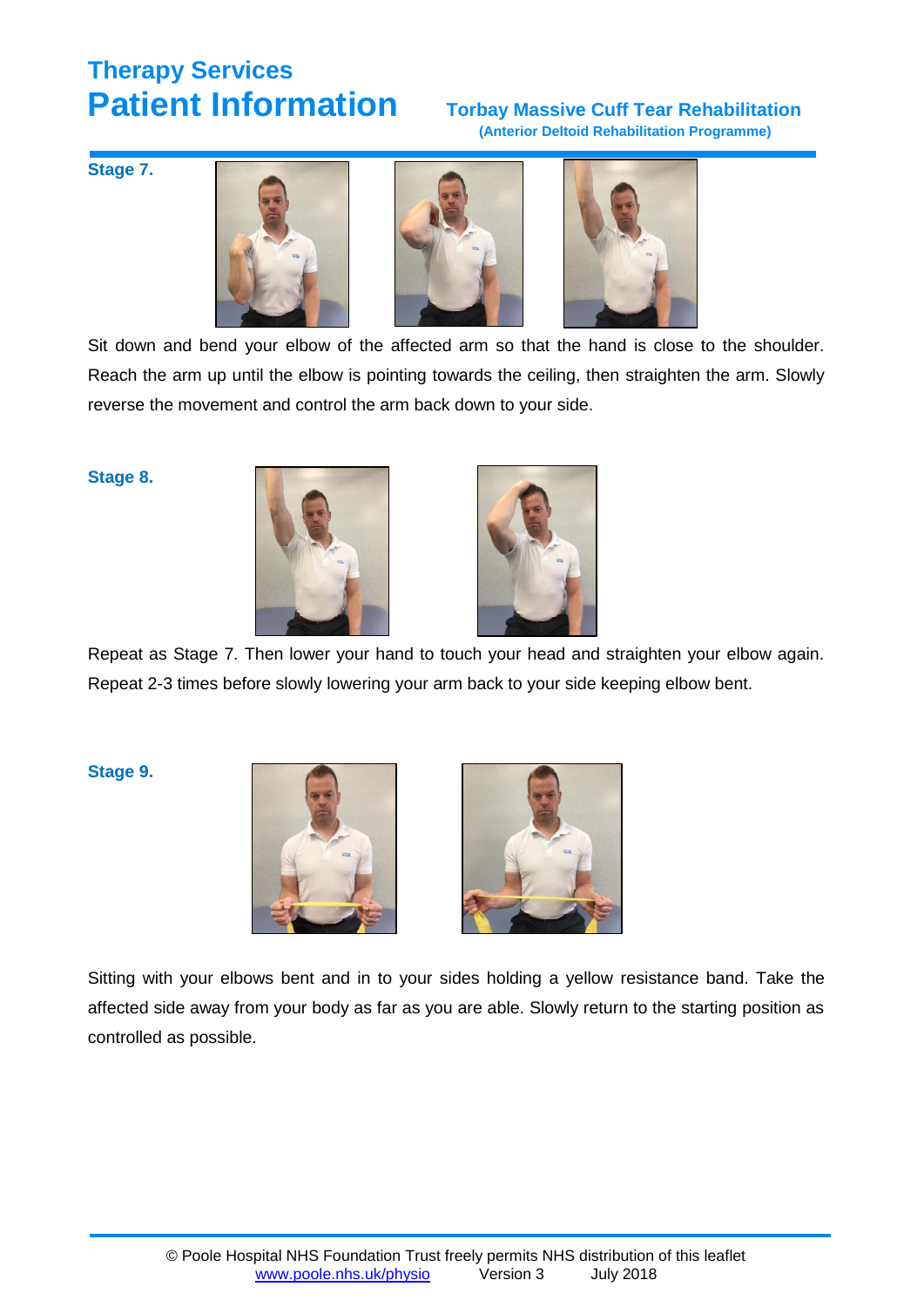# Therapy Services
# Patient Information

## Torbay Massive Cuff Tear Rehabilitation

**(Anterior Deltoid Rehabilitation Programme)**

**Stage 7.**

Sit down and bend your elbow of the affected arm so that the hand is close to the shoulder. Reach the arm up until the elbow is pointing towards the ceiling, then straighten the arm. Slowly reverse the movement and control the arm back down to your side.

**Stage 8.**

Repeat as Stage 7. Then lower your hand to touch your head and straighten your elbow again. Repeat 2-3 times before slowly lowering your arm back to your side keeping elbow bent.

**Stage 9.**

Sitting with your elbows bent and in to your sides holding a yellow resistance band. Take the affected side away from your body as far as you are able. Slowly return to the starting position as controlled as possible.

© Poole Hospital NHS Foundation Trust freely permits NHS distribution of this leaflet
www.poole.nhs.uk/physio Version 3 July 2018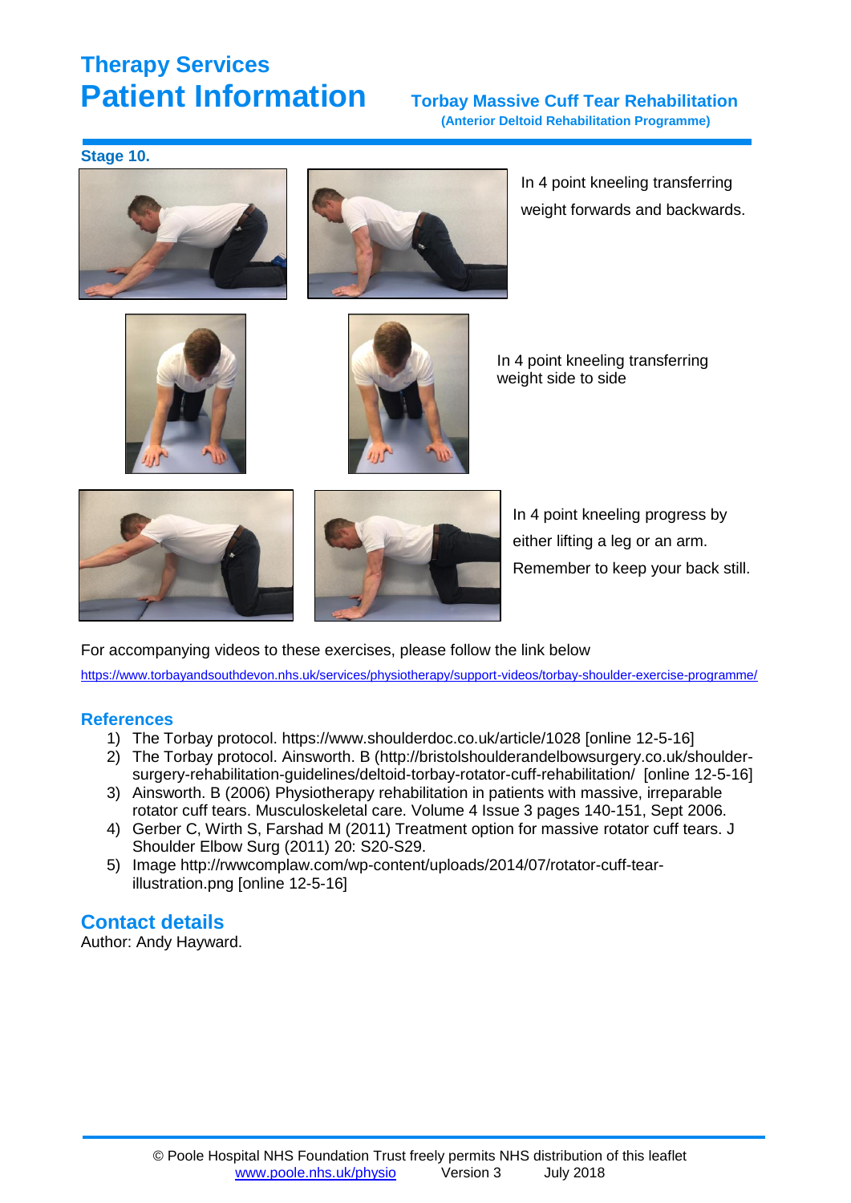# Therapy Services
# Patient Information

**Torbay Massive Cuff Tear Rehabilitation**
**(Anterior Deltoid Rehabilitation Programme)**

## Stage 10.

In 4 point kneeling transferring weight forwards and backwards.

In 4 point kneeling transferring weight side to side

In 4 point kneeling progress by either lifting a leg or an arm. Remember to keep your back still.

For accompanying videos to these exercises, please follow the link below

https://www.torbayandsouthdevon.nhs.uk/services/physiotherapy/support-videos/torbay-shoulder-exercise-programme/

## References

1) The Torbay protocol. https://www.shoulderdoc.co.uk/article/1028 [online 12-5-16]
2) The Torbay protocol. Ainsworth. B (http://bristolshoulderandelbowsurgery.co.uk/shoulder-surgery-rehabilitation-guidelines/deltoid-torbay-rotator-cuff-rehabilitation/ [online 12-5-16]
3) Ainsworth. B (2006) Physiotherapy rehabilitation in patients with massive, irreparable rotator cuff tears. Musculoskeletal care. Volume 4 Issue 3 pages 140-151, Sept 2006.
4) Gerber C, Wirth S, Farshad M (2011) Treatment option for massive rotator cuff tears. J Shoulder Elbow Surg (2011) 20: S20-S29.
5) Image http://rwwcomplaw.com/wp-content/uploads/2014/07/rotator-cuff-tear-illustration.png [online 12-5-16]

## Contact details

Author: Andy Hayward.

© Poole Hospital NHS Foundation Trust freely permits NHS distribution of this leaflet
www.poole.nhs.uk/physio Version 3 July 2018